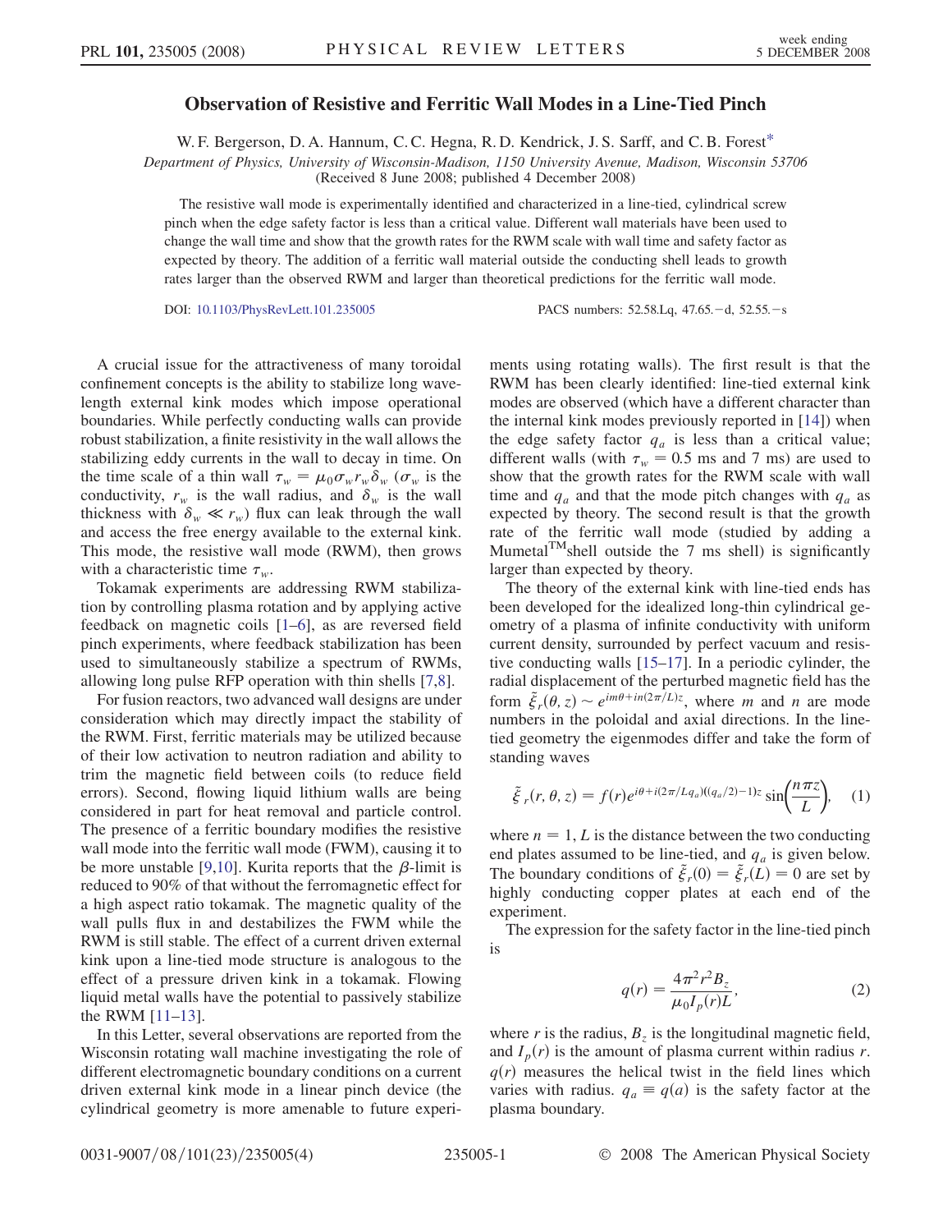# Observation of Resistive and Ferritic Wall Modes in a Line-Tied Pinch

W. F. Bergerson, D. A. Hannum, C. C. Hegna, R. D. Kendrick, J. S. Sarff, and C. B. Forest*

*Department of Physics, University of Wisconsin-Madison, 1150 University Avenue, Madison, Wisconsin 53706*

(Received 8 June 2008; published 4 December 2008)

The resistive wall mode is experimentally identified and characterized in a line-tied, cylindrical screw pinch when the edge safety factor is less than a critical value. Different wall materials have been used to change the wall time and show that the growth rates for the RWM scale with wall time and safety factor as expected by theory. The addition of a ferritic wall material outside the conducting shell leads to growth rates larger than the observed RWM and larger than theoretical predictions for the ferritic wall mode.

DOI: 10.1103/PhysRevLett.101.235005 PACS numbers: 52.58.Lq, 47.65.−d, 52.55.−s

A crucial issue for the attractiveness of many toroidal confinement concepts is the ability to stabilize long wavelength external kink modes which impose operational boundaries. While perfectly conducting walls can provide robust stabilization, a finite resistivity in the wall allows the stabilizing eddy currents in the wall to decay in time. On the time scale of a thin wall $\tau_w = \mu_0 \sigma_w r_w \delta_w$ ($\sigma_w$ is the conductivity, $r_w$ is the wall radius, and $\delta_w$ is the wall thickness with $\delta_w \ll r_w$) flux can leak through the wall and access the free energy available to the external kink. This mode, the resistive wall mode (RWM), then grows with a characteristic time $\tau_w$.

Tokamak experiments are addressing RWM stabilization by controlling plasma rotation and by applying active feedback on magnetic coils [1–6], as are reversed field pinch experiments, where feedback stabilization has been used to simultaneously stabilize a spectrum of RWMs, allowing long pulse RFP operation with thin shells [7,8].

For fusion reactors, two advanced wall designs are under consideration which may directly impact the stability of the RWM. First, ferritic materials may be utilized because of their low activation to neutron radiation and ability to trim the magnetic field between coils (to reduce field errors). Second, flowing liquid lithium walls are being considered in part for heat removal and particle control. The presence of a ferritic boundary modifies the resistive wall mode into the ferritic wall mode (FWM), causing it to be more unstable [9,10]. Kurita reports that the $\beta$-limit is reduced to 90% of that without the ferromagnetic effect for a high aspect ratio tokamak. The magnetic quality of the wall pulls flux in and destabilizes the FWM while the RWM is still stable. The effect of a current driven external kink upon a line-tied mode structure is analogous to the effect of a pressure driven kink in a tokamak. Flowing liquid metal walls have the potential to passively stabilize the RWM [11–13].

In this Letter, several observations are reported from the Wisconsin rotating wall machine investigating the role of different electromagnetic boundary conditions on a current driven external kink mode in a linear pinch device (the cylindrical geometry is more amenable to future experiments using rotating walls). The first result is that the RWM has been clearly identified: line-tied external kink modes are observed (which have a different character than the internal kink modes previously reported in [14]) when the edge safety factor $q_a$ is less than a critical value; different walls (with $\tau_w = 0.5$ ms and 7 ms) are used to show that the growth rates for the RWM scale with wall time and $q_a$ and that the mode pitch changes with $q_a$ as expected by theory. The second result is that the growth rate of the ferritic wall mode (studied by adding a Mumetal™shell outside the 7 ms shell) is significantly larger than expected by theory.

The theory of the external kink with line-tied ends has been developed for the idealized long-thin cylindrical geometry of a plasma of infinite conductivity with uniform current density, surrounded by perfect vacuum and resistive conducting walls [15–17]. In a periodic cylinder, the radial displacement of the perturbed magnetic field has the form $\tilde{\xi}_r(\theta, z) \sim e^{im\theta + in(2\pi/L)z}$, where $m$ and $n$ are mode numbers in the poloidal and axial directions. In the line-tied geometry the eigenmodes differ and take the form of standing waves

$$\tilde{\xi}_r(r, \theta, z) = f(r) e^{i\theta + i(2\pi/Lq_a)((q_a/2)-1)z} \sin\left(\frac{n\pi z}{L}\right), \quad (1)$$

where $n = 1$, $L$ is the distance between the two conducting end plates assumed to be line-tied, and $q_a$ is given below. The boundary conditions of $\tilde{\xi}_r(0) = \tilde{\xi}_r(L) = 0$ are set by highly conducting copper plates at each end of the experiment.

The expression for the safety factor in the line-tied pinch is

$$q(r) = \frac{4\pi^2 r^2 B_z}{\mu_0 I_p(r) L}, \quad (2)$$

where $r$ is the radius, $B_z$ is the longitudinal magnetic field, and $I_p(r)$ is the amount of plasma current within radius $r$. $q(r)$ measures the helical twist in the field lines which varies with radius. $q_a \equiv q(a)$ is the safety factor at the plasma boundary.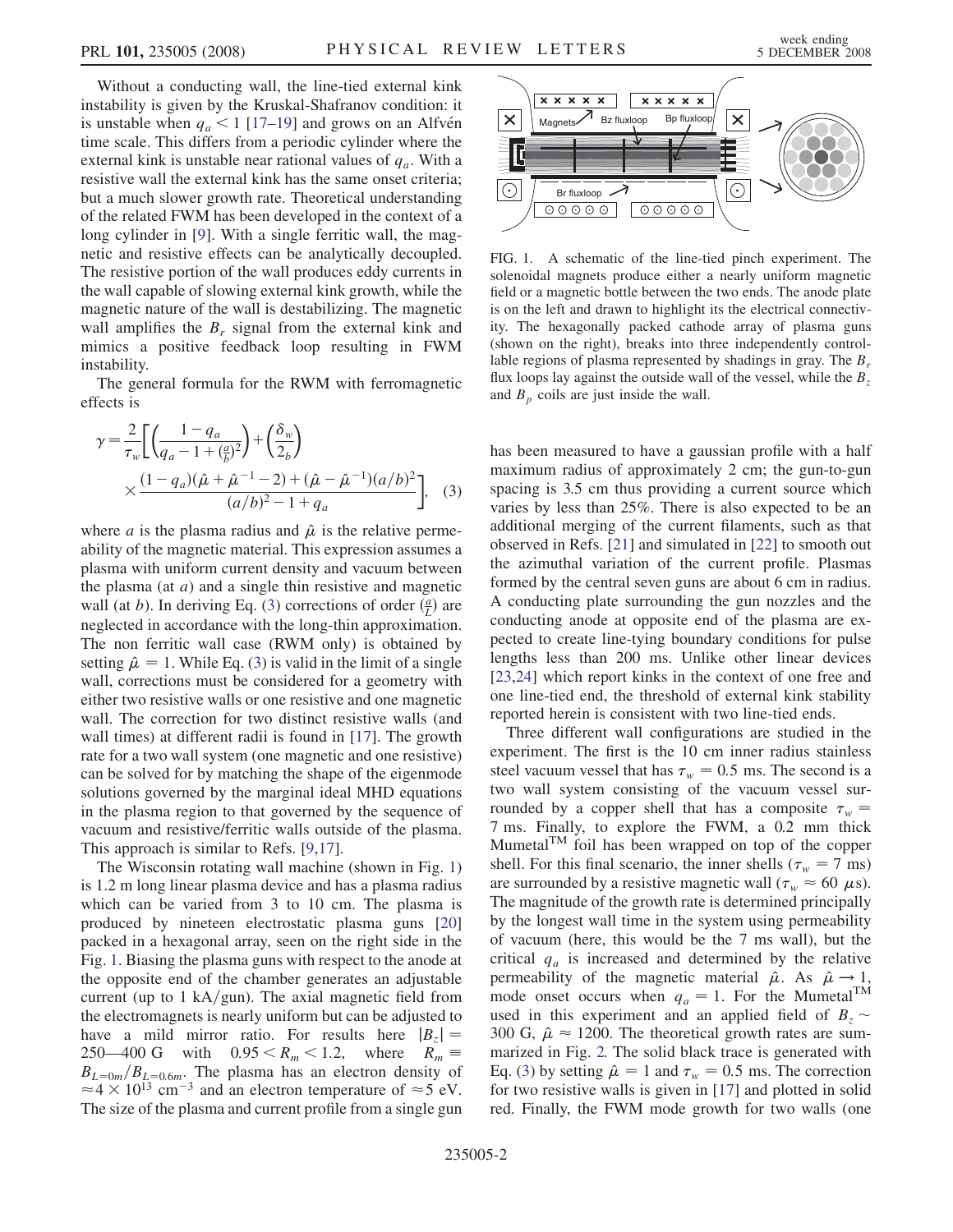Without a conducting wall, the line-tied external kink instability is given by the Kruskal-Shafranov condition: it is unstable when $q_a < 1$ [17–19] and grows on an Alfvén time scale. This differs from a periodic cylinder where the external kink is unstable near rational values of $q_a$. With a resistive wall the external kink has the same onset criteria; but a much slower growth rate. Theoretical understanding of the related FWM has been developed in the context of a long cylinder in [9]. With a single ferritic wall, the magnetic and resistive effects can be analytically decoupled. The resistive portion of the wall produces eddy currents in the wall capable of slowing external kink growth, while the magnetic nature of the wall is destabilizing. The magnetic wall amplifies the $B_r$ signal from the external kink and mimics a positive feedback loop resulting in FWM instability.

The general formula for the RWM with ferromagnetic effects is

$$\gamma = \frac{2}{\tau_w}\Bigg[\left(\frac{1-q_a}{q_a - 1 + (\frac{a}{b})^2}\right) + \left(\frac{\delta_w}{2_b}\right) \times \frac{(1-q_a)(\hat{\mu} + \hat{\mu}^{-1} - 2) + (\hat{\mu} - \hat{\mu}^{-1})(a/b)^2}{(a/b)^2 - 1 + q_a}\Bigg], \quad (3)$$

where $a$ is the plasma radius and $\hat{\mu}$ is the relative permeability of the magnetic material. This expression assumes a plasma with uniform current density and vacuum between the plasma (at $a$) and a single thin resistive and magnetic wall (at $b$). In deriving Eq. (3) corrections of order $(\frac{a}{L})$ are neglected in accordance with the long-thin approximation. The non ferritic wall case (RWM only) is obtained by setting $\hat{\mu} = 1$. While Eq. (3) is valid in the limit of a single wall, corrections must be considered for a geometry with either two resistive walls or one resistive and one magnetic wall. The correction for two distinct resistive walls (and wall times) at different radii is found in [17]. The growth rate for a two wall system (one magnetic and one resistive) can be solved for by matching the shape of the eigenmode solutions governed by the marginal ideal MHD equations in the plasma region to that governed by the sequence of vacuum and resistive/ferritic walls outside of the plasma. This approach is similar to Refs. [9,17].

The Wisconsin rotating wall machine (shown in Fig. 1) is 1.2 m long linear plasma device and has a plasma radius which can be varied from 3 to 10 cm. The plasma is produced by nineteen electrostatic plasma guns [20] packed in a hexagonal array, seen on the right side in the Fig. 1. Biasing the plasma guns with respect to the anode at the opposite end of the chamber generates an adjustable current (up to 1 kA/gun). The axial magnetic field from the electromagnets is nearly uniform but can be adjusted to have a mild mirror ratio. For results here $|B_z| =$ 250—400 G with $0.95 < R_m < 1.2$, where $R_m \equiv B_{L=0m}/B_{L=0.6m}$. The plasma has an electron density of $\approx 4 \times 10^{13}$ cm$^{-3}$ and an electron temperature of $\approx 5$ eV. The size of the plasma and current profile from a single gun has been measured to have a gaussian profile with a half maximum radius of approximately 2 cm; the gun-to-gun spacing is 3.5 cm thus providing a current source which varies by less than 25%. There is also expected to be an additional merging of the current filaments, such as that observed in Refs. [21] and simulated in [22] to smooth out the azimuthal variation of the current profile. Plasmas formed by the central seven guns are about 6 cm in radius. A conducting plate surrounding the gun nozzles and the conducting anode at opposite end of the plasma are expected to create line-tying boundary conditions for pulse lengths less than 200 ms. Unlike other linear devices [23,24] which report kinks in the context of one free and one line-tied end, the threshold of external kink stability reported herein is consistent with two line-tied ends.

FIG. 1. A schematic of the line-tied pinch experiment. The solenoidal magnets produce either a nearly uniform magnetic field or a magnetic bottle between the two ends. The anode plate is on the left and drawn to highlight its the electrical connectivity. The hexagonally packed cathode array of plasma guns (shown on the right), breaks into three independently controllable regions of plasma represented by shadings in gray. The $B_r$ flux loops lay against the outside wall of the vessel, while the $B_z$ and $B_p$ coils are just inside the wall.

Three different wall configurations are studied in the experiment. The first is the 10 cm inner radius stainless steel vacuum vessel that has $\tau_w = 0.5$ ms. The second is a two wall system consisting of the vacuum vessel surrounded by a copper shell that has a composite $\tau_w =$ 7 ms. Finally, to explore the FWM, a 0.2 mm thick Mumetal™ foil has been wrapped on top of the copper shell. For this final scenario, the inner shells ($\tau_w = 7$ ms) are surrounded by a resistive magnetic wall ($\tau_w \approx 60$ μs). The magnitude of the growth rate is determined principally by the longest wall time in the system using permeability of vacuum (here, this would be the 7 ms wall), but the critical $q_a$ is increased and determined by the relative permeability of the magnetic material $\hat{\mu}$. As $\hat{\mu} \rightarrow 1$, mode onset occurs when $q_a = 1$. For the Mumetal™ used in this experiment and an applied field of $B_z \sim$ 300 G, $\hat{\mu} \approx 1200$. The theoretical growth rates are summarized in Fig. 2. The solid black trace is generated with Eq. (3) by setting $\hat{\mu} = 1$ and $\tau_w = 0.5$ ms. The correction for two resistive walls is given in [17] and plotted in solid red. Finally, the FWM mode growth for two walls (one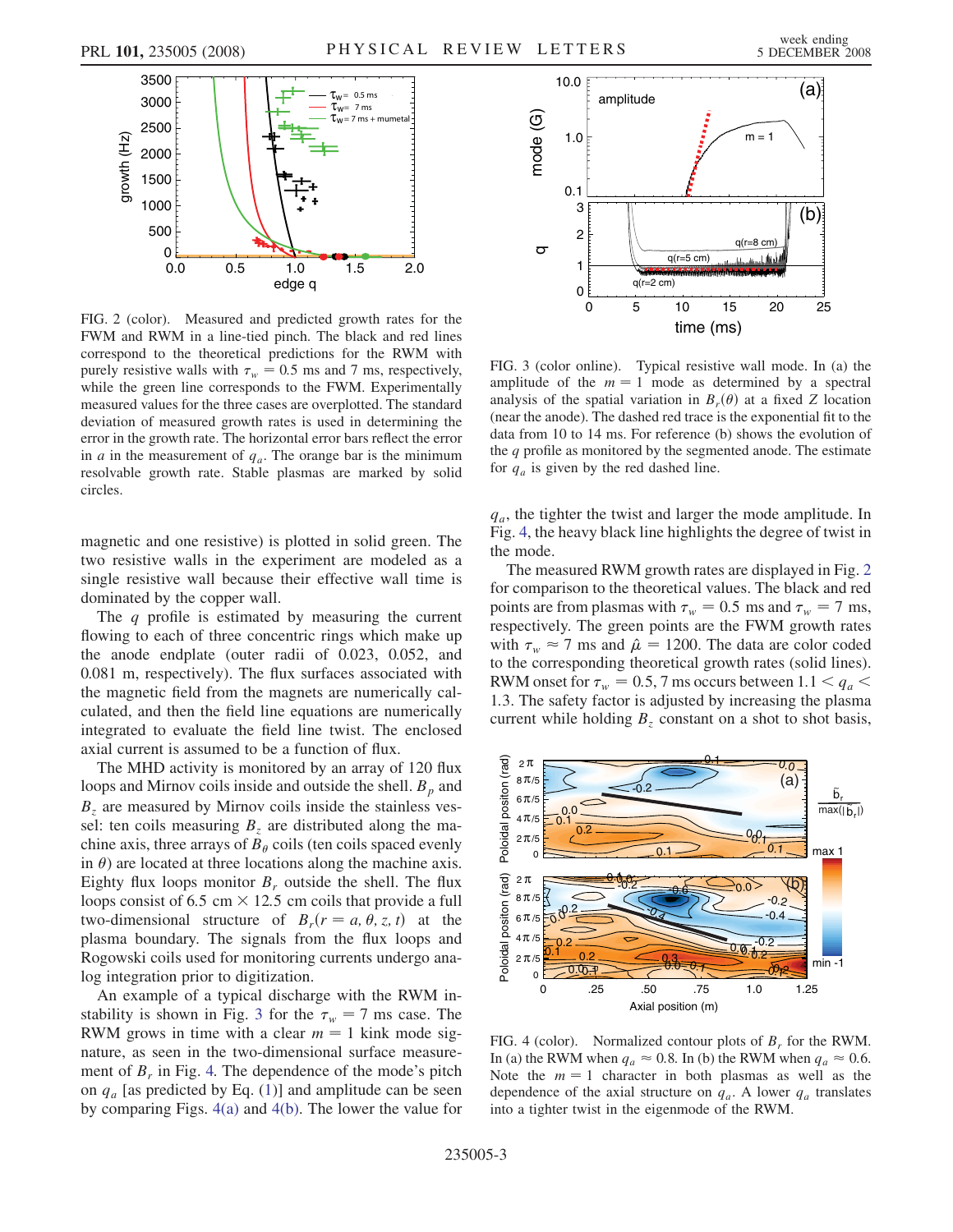FIG. 2 (color). Measured and predicted growth rates for the FWM and RWM in a line-tied pinch. The black and red lines correspond to the theoretical predictions for the RWM with purely resistive walls with $\tau_w = 0.5$ ms and 7 ms, respectively, while the green line corresponds to the FWM. Experimentally measured values for the three cases are overplotted. The standard deviation of measured growth rates is used in determining the error in the growth rate. The horizontal error bars reflect the error in $a$ in the measurement of $q_a$. The orange bar is the minimum resolvable growth rate. Stable plasmas are marked by solid circles.

magnetic and one resistive) is plotted in solid green. The two resistive walls in the experiment are modeled as a single resistive wall because their effective wall time is dominated by the copper wall.

The $q$ profile is estimated by measuring the current flowing to each of three concentric rings which make up the anode endplate (outer radii of 0.023, 0.052, and 0.081 m, respectively). The flux surfaces associated with the magnetic field from the magnets are numerically calculated, and then the field line equations are numerically integrated to evaluate the field line twist. The enclosed axial current is assumed to be a function of flux.

The MHD activity is monitored by an array of 120 flux loops and Mirnov coils inside and outside the shell. $B_p$ and $B_z$ are measured by Mirnov coils inside the stainless vessel: ten coils measuring $B_z$ are distributed along the machine axis, three arrays of $B_\theta$ coils (ten coils spaced evenly in $\theta$) are located at three locations along the machine axis. Eighty flux loops monitor $B_r$ outside the shell. The flux loops consist of 6.5 cm $\times$ 12.5 cm coils that provide a full two-dimensional structure of $B_r(r = a, \theta, z, t)$ at the plasma boundary. The signals from the flux loops and Rogowski coils used for monitoring currents undergo analog integration prior to digitization.

An example of a typical discharge with the RWM instability is shown in Fig. 3 for the $\tau_w = 7$ ms case. The RWM grows in time with a clear $m = 1$ kink mode signature, as seen in the two-dimensional surface measurement of $B_r$ in Fig. 4. The dependence of the mode's pitch on $q_a$ [as predicted by Eq. (1)] and amplitude can be seen by comparing Figs. 4(a) and 4(b). The lower the value for $q_a$, the tighter the twist and larger the mode amplitude. In Fig. 4, the heavy black line highlights the degree of twist in the mode.

FIG. 3 (color online). Typical resistive wall mode. In (a) the amplitude of the $m = 1$ mode as determined by a spectral analysis of the spatial variation in $B_r(\theta)$ at a fixed $Z$ location (near the anode). The dashed red trace is the exponential fit to the data from 10 to 14 ms. For reference (b) shows the evolution of the $q$ profile as monitored by the segmented anode. The estimate for $q_a$ is given by the red dashed line.

The measured RWM growth rates are displayed in Fig. 2 for comparison to the theoretical values. The black and red points are from plasmas with $\tau_w = 0.5$ ms and $\tau_w = 7$ ms, respectively. The green points are the FWM growth rates with $\tau_w \approx 7$ ms and $\hat{\mu} = 1200$. The data are color coded to the corresponding theoretical growth rates (solid lines). RWM onset for $\tau_w = 0.5, 7$ ms occurs between $1.1 < q_a < 1.3$. The safety factor is adjusted by increasing the plasma current while holding $B_z$ constant on a shot to shot basis,

FIG. 4 (color). Normalized contour plots of $B_r$ for the RWM. In (a) the RWM when $q_a \approx 0.8$. In (b) the RWM when $q_a \approx 0.6$. Note the $m = 1$ character in both plasmas as well as the dependence of the axial structure on $q_a$. A lower $q_a$ translates into a tighter twist in the eigenmode of the RWM.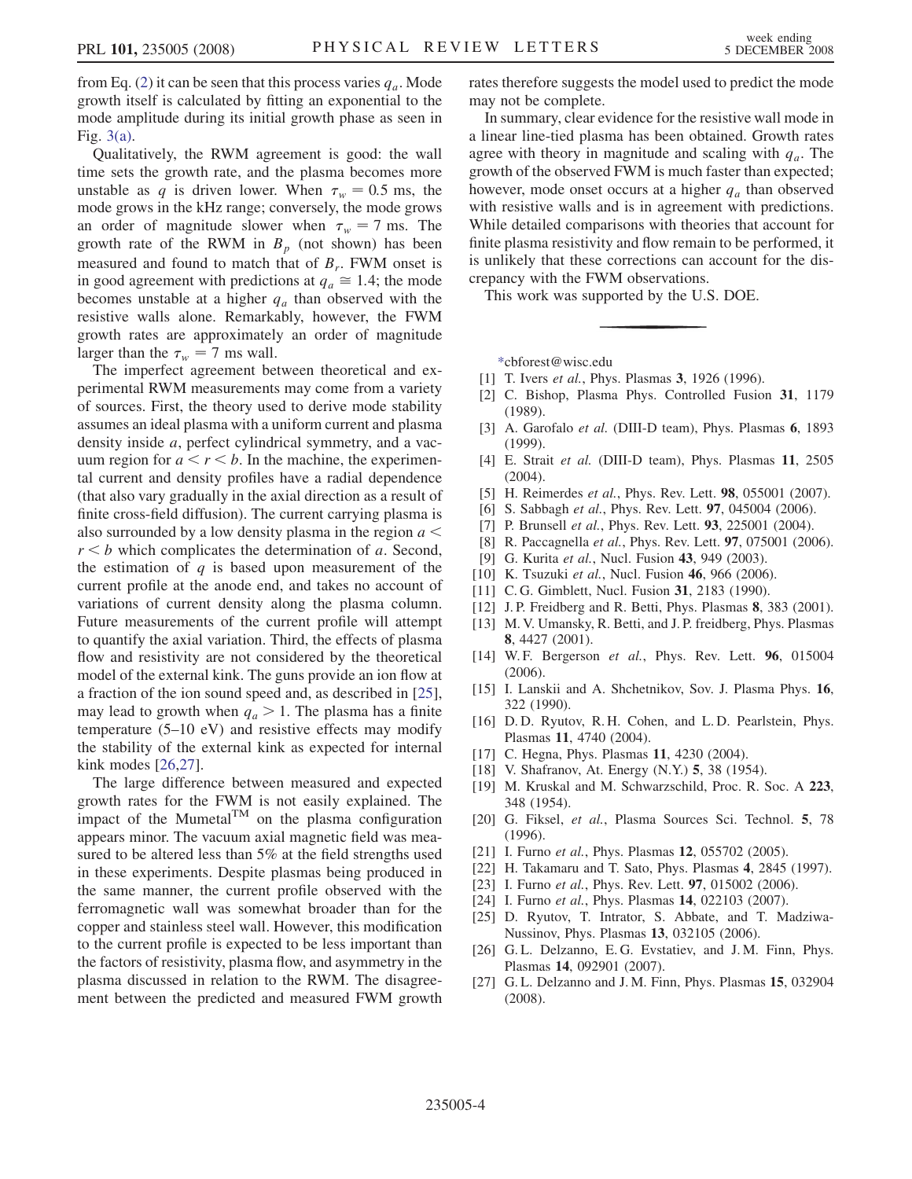from Eq. (2) it can be seen that this process varies $q_a$. Mode growth itself is calculated by fitting an exponential to the mode amplitude during its initial growth phase as seen in Fig. 3(a).

Qualitatively, the RWM agreement is good: the wall time sets the growth rate, and the plasma becomes more unstable as $q$ is driven lower. When $\tau_w = 0.5$ ms, the mode grows in the kHz range; conversely, the mode grows an order of magnitude slower when $\tau_w = 7$ ms. The growth rate of the RWM in $B_p$ (not shown) has been measured and found to match that of $B_r$. FWM onset is in good agreement with predictions at $q_a \cong 1.4$; the mode becomes unstable at a higher $q_a$ than observed with the resistive walls alone. Remarkably, however, the FWM growth rates are approximately an order of magnitude larger than the $\tau_w = 7$ ms wall.

The imperfect agreement between theoretical and experimental RWM measurements may come from a variety of sources. First, the theory used to derive mode stability assumes an ideal plasma with a uniform current and plasma density inside $a$, perfect cylindrical symmetry, and a vacuum region for $a < r < b$. In the machine, the experimental current and density profiles have a radial dependence (that also vary gradually in the axial direction as a result of finite cross-field diffusion). The current carrying plasma is also surrounded by a low density plasma in the region $a < r < b$ which complicates the determination of $a$. Second, the estimation of $q$ is based upon measurement of the current profile at the anode end, and takes no account of variations of current density along the plasma column. Future measurements of the current profile will attempt to quantify the axial variation. Third, the effects of plasma flow and resistivity are not considered by the theoretical model of the external kink. The guns provide an ion flow at a fraction of the ion sound speed and, as described in [25], may lead to growth when $q_a > 1$. The plasma has a finite temperature (5–10 eV) and resistive effects may modify the stability of the external kink as expected for internal kink modes [26,27].

The large difference between measured and expected growth rates for the FWM is not easily explained. The impact of the Mumetal™ on the plasma configuration appears minor. The vacuum axial magnetic field was measured to be altered less than 5% at the field strengths used in these experiments. Despite plasmas being produced in the same manner, the current profile observed with the ferromagnetic wall was somewhat broader than for the copper and stainless steel wall. However, this modification to the current profile is expected to be less important than the factors of resistivity, plasma flow, and asymmetry in the plasma discussed in relation to the RWM. The disagreement between the predicted and measured FWM growth rates therefore suggests the model used to predict the mode may not be complete.

In summary, clear evidence for the resistive wall mode in a linear line-tied plasma has been obtained. Growth rates agree with theory in magnitude and scaling with $q_a$. The growth of the observed FWM is much faster than expected; however, mode onset occurs at a higher $q_a$ than observed with resistive walls and is in agreement with predictions. While detailed comparisons with theories that account for finite plasma resistivity and flow remain to be performed, it is unlikely that these corrections can account for the discrepancy with the FWM observations.

This work was supported by the U.S. DOE.

---

*cbforest@wisc.edu

[1] T. Ivers *et al.*, Phys. Plasmas **3**, 1926 (1996).
[2] C. Bishop, Plasma Phys. Controlled Fusion **31**, 1179 (1989).
[3] A. Garofalo *et al.* (DIII-D team), Phys. Plasmas **6**, 1893 (1999).
[4] E. Strait *et al.* (DIII-D team), Phys. Plasmas **11**, 2505 (2004).
[5] H. Reimerdes *et al.*, Phys. Rev. Lett. **98**, 055001 (2007).
[6] S. Sabbagh *et al.*, Phys. Rev. Lett. **97**, 045004 (2006).
[7] P. Brunsell *et al.*, Phys. Rev. Lett. **93**, 225001 (2004).
[8] R. Paccagnella *et al.*, Phys. Rev. Lett. **97**, 075001 (2006).
[9] G. Kurita *et al.*, Nucl. Fusion **43**, 949 (2003).
[10] K. Tsuzuki *et al.*, Nucl. Fusion **46**, 966 (2006).
[11] C. G. Gimblett, Nucl. Fusion **31**, 2183 (1990).
[12] J. P. Freidberg and R. Betti, Phys. Plasmas **8**, 383 (2001).
[13] M. V. Umansky, R. Betti, and J. P. freidberg, Phys. Plasmas **8**, 4427 (2001).
[14] W. F. Bergerson *et al.*, Phys. Rev. Lett. **96**, 015004 (2006).
[15] I. Lanskii and A. Shchetnikov, Sov. J. Plasma Phys. **16**, 322 (1990).
[16] D. D. Ryutov, R. H. Cohen, and L. D. Pearlstein, Phys. Plasmas **11**, 4740 (2004).
[17] C. Hegna, Phys. Plasmas **11**, 4230 (2004).
[18] V. Shafranov, At. Energy (N.Y.) **5**, 38 (1954).
[19] M. Kruskal and M. Schwarzschild, Proc. R. Soc. A **223**, 348 (1954).
[20] G. Fiksel, *et al.*, Plasma Sources Sci. Technol. **5**, 78 (1996).
[21] I. Furno *et al.*, Phys. Plasmas **12**, 055702 (2005).
[22] H. Takamaru and T. Sato, Phys. Plasmas **4**, 2845 (1997).
[23] I. Furno *et al.*, Phys. Rev. Lett. **97**, 015002 (2006).
[24] I. Furno *et al.*, Phys. Plasmas **14**, 022103 (2007).
[25] D. Ryutov, T. Intrator, S. Abbate, and T. Madziwa-Nussinov, Phys. Plasmas **13**, 032105 (2006).
[26] G. L. Delzanno, E. G. Evstatiev, and J. M. Finn, Phys. Plasmas **14**, 092901 (2007).
[27] G. L. Delzanno and J. M. Finn, Phys. Plasmas **15**, 032904 (2008).